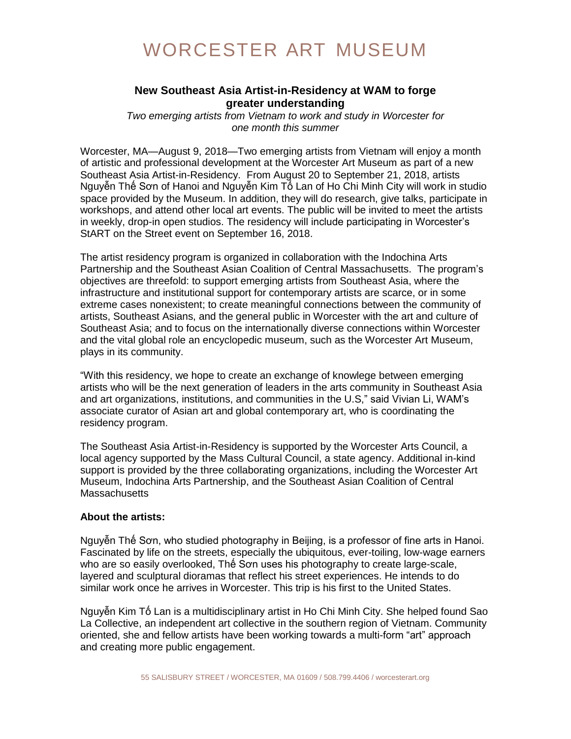# WORCESTER ART MUSEUM

## New Southeast Asia Artist-in-Residency at WAM to forge greater understanding

*Two emerging artists from Vietnam to work and study in Worcester for one month this summer*

Worcester, MA—August 9, 2018—Two emerging artists from Vietnam will enjoy a month of artistic and professional development at the Worcester Art Museum as part of a new Southeast Asia Artist-in-Residency. From August 20 to September 21, 2018, artists Nguyễn Thế Sơn of Hanoi and Nguyễn Kim Tố Lan of Ho Chi Minh City will work in studio space provided by the Museum. In addition, they will do research, give talks, participate in workshops, and attend other local art events. The public will be invited to meet the artists in weekly, drop-in open studios. The residency will include participating in Worcester's StART on the Street event on September 16, 2018.

The artist residency program is organized in collaboration with the Indochina Arts Partnership and the Southeast Asian Coalition of Central Massachusetts. The program's objectives are threefold: to support emerging artists from Southeast Asia, where the infrastructure and institutional support for contemporary artists are scarce, or in some extreme cases nonexistent; to create meaningful connections between the community of artists, Southeast Asians, and the general public in Worcester with the art and culture of Southeast Asia; and to focus on the internationally diverse connections within Worcester and the vital global role an encyclopedic museum, such as the Worcester Art Museum, plays in its community.

"With this residency, we hope to create an exchange of knowlege between emerging artists who will be the next generation of leaders in the arts community in Southeast Asia and art organizations, institutions, and communities in the U.S," said Vivian Li, WAM's associate curator of Asian art and global contemporary art, who is coordinating the residency program.

The Southeast Asia Artist-in-Residency is supported by the Worcester Arts Council, a local agency supported by the Mass Cultural Council, a state agency. Additional in-kind support is provided by the three collaborating organizations, including the Worcester Art Museum, Indochina Arts Partnership, and the Southeast Asian Coalition of Central Massachusetts

**About the artists:**

Nguyễn Thế Sơn, who studied photography in Beijing, is a professor of fine arts in Hanoi. Fascinated by life on the streets, especially the ubiquitous, ever-toiling, low-wage earners who are so easily overlooked, Thế Sơn uses his photography to create large-scale, layered and sculptural dioramas that reflect his street experiences. He intends to do similar work once he arrives in Worcester. This trip is his first to the United States.

Nguyễn Kim Tố Lan is a multidisciplinary artist in Ho Chi Minh City. She helped found Sao La Collective, an independent art collective in the southern region of Vietnam. Community oriented, she and fellow artists have been working towards a multi-form "art" approach and creating more public engagement.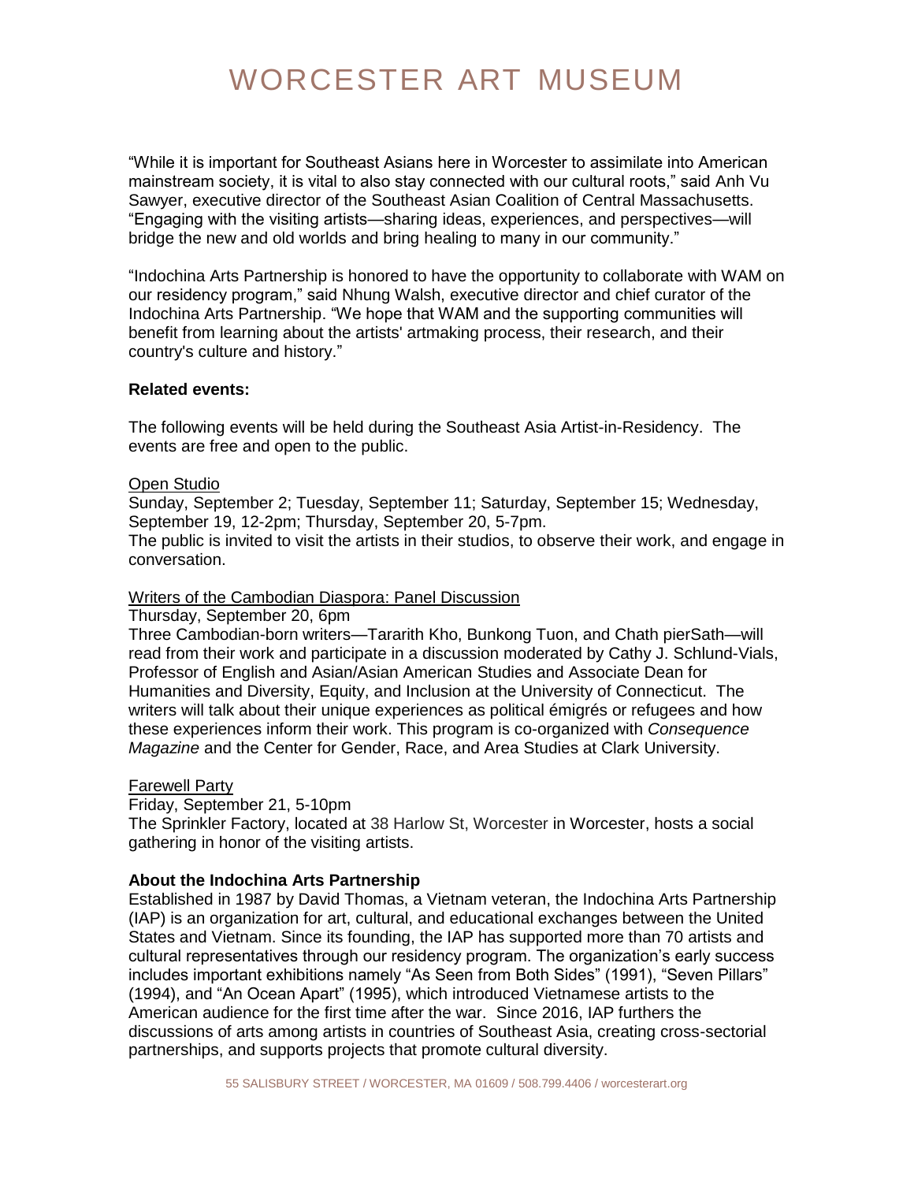"While it is important for Southeast Asians here in Worcester to assimilate into American mainstream society, it is vital to also stay connected with our cultural roots," said Anh Vu Sawyer, executive director of the Southeast Asian Coalition of Central Massachusetts. "Engaging with the visiting artists—sharing ideas, experiences, and perspectives—will bridge the new and old worlds and bring healing to many in our community."

"Indochina Arts Partnership is honored to have the opportunity to collaborate with WAM on our residency program," said Nhung Walsh, executive director and chief curator of the Indochina Arts Partnership. "We hope that WAM and the supporting communities will benefit from learning about the artists' artmaking process, their research, and their country's culture and history."

**Related events:**

The following events will be held during the Southeast Asia Artist-in-Residency. The events are free and open to the public.

Open Studio
Sunday, September 2; Tuesday, September 11; Saturday, September 15; Wednesday, September 19, 12-2pm; Thursday, September 20, 5-7pm.
The public is invited to visit the artists in their studios, to observe their work, and engage in conversation.

Writers of the Cambodian Diaspora: Panel Discussion
Thursday, September 20, 6pm
Three Cambodian-born writers—Tararith Kho, Bunkong Tuon, and Chath pierSath—will read from their work and participate in a discussion moderated by Cathy J. Schlund-Vials, Professor of English and Asian/Asian American Studies and Associate Dean for Humanities and Diversity, Equity, and Inclusion at the University of Connecticut. The writers will talk about their unique experiences as political émigrés or refugees and how these experiences inform their work. This program is co-organized with *Consequence Magazine* and the Center for Gender, Race, and Area Studies at Clark University.

Farewell Party
Friday, September 21, 5-10pm
The Sprinkler Factory, located at 38 Harlow St, Worcester in Worcester, hosts a social gathering in honor of the visiting artists.

**About the Indochina Arts Partnership**
Established in 1987 by David Thomas, a Vietnam veteran, the Indochina Arts Partnership (IAP) is an organization for art, cultural, and educational exchanges between the United States and Vietnam. Since its founding, the IAP has supported more than 70 artists and cultural representatives through our residency program. The organization's early success includes important exhibitions namely "As Seen from Both Sides" (1991), "Seven Pillars" (1994), and "An Ocean Apart" (1995), which introduced Vietnamese artists to the American audience for the first time after the war. Since 2016, IAP furthers the discussions of arts among artists in countries of Southeast Asia, creating cross-sectorial partnerships, and supports projects that promote cultural diversity.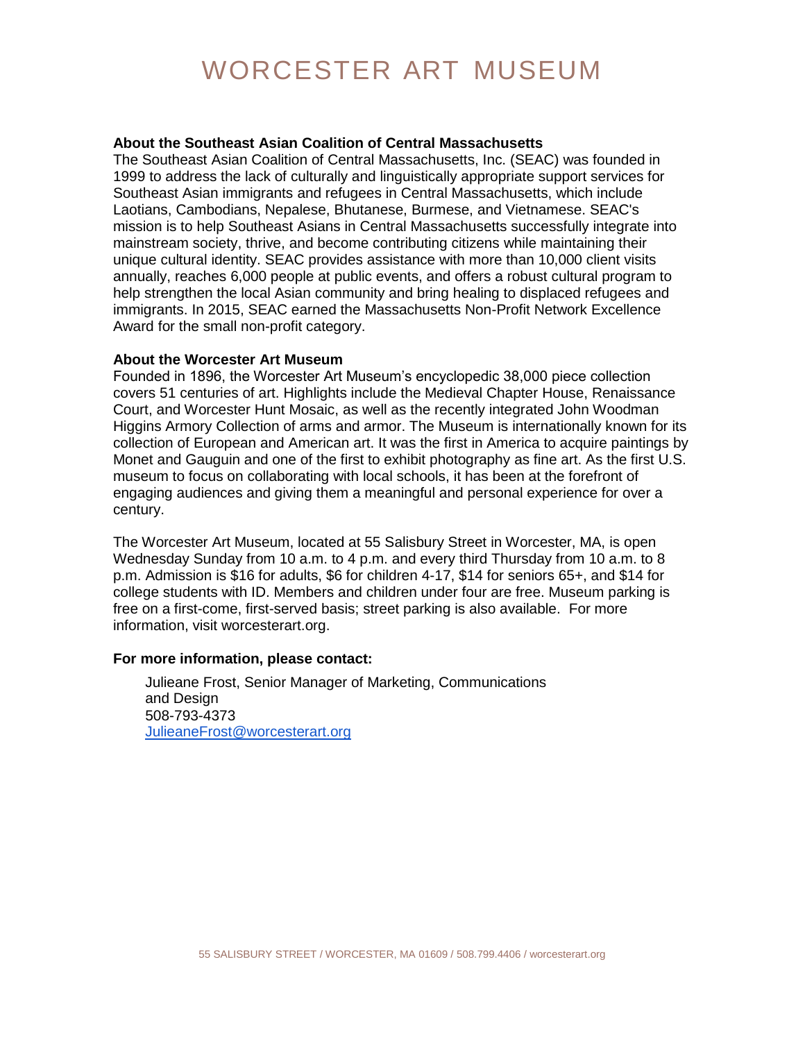**About the Southeast Asian Coalition of Central Massachusetts**

The Southeast Asian Coalition of Central Massachusetts, Inc. (SEAC) was founded in 1999 to address the lack of culturally and linguistically appropriate support services for Southeast Asian immigrants and refugees in Central Massachusetts, which include Laotians, Cambodians, Nepalese, Bhutanese, Burmese, and Vietnamese. SEAC's mission is to help Southeast Asians in Central Massachusetts successfully integrate into mainstream society, thrive, and become contributing citizens while maintaining their unique cultural identity. SEAC provides assistance with more than 10,000 client visits annually, reaches 6,000 people at public events, and offers a robust cultural program to help strengthen the local Asian community and bring healing to displaced refugees and immigrants. In 2015, SEAC earned the Massachusetts Non-Profit Network Excellence Award for the small non-profit category.

**About the Worcester Art Museum**

Founded in 1896, the Worcester Art Museum's encyclopedic 38,000 piece collection covers 51 centuries of art. Highlights include the Medieval Chapter House, Renaissance Court, and Worcester Hunt Mosaic, as well as the recently integrated John Woodman Higgins Armory Collection of arms and armor. The Museum is internationally known for its collection of European and American art. It was the first in America to acquire paintings by Monet and Gauguin and one of the first to exhibit photography as fine art. As the first U.S. museum to focus on collaborating with local schools, it has been at the forefront of engaging audiences and giving them a meaningful and personal experience for over a century.

The Worcester Art Museum, located at 55 Salisbury Street in Worcester, MA, is open Wednesday Sunday from 10 a.m. to 4 p.m. and every third Thursday from 10 a.m. to 8 p.m. Admission is $16 for adults, $6 for children 4-17, $14 for seniors 65+, and $14 for college students with ID. Members and children under four are free. Museum parking is free on a first-come, first-served basis; street parking is also available. For more information, visit worcesterart.org.

**For more information, please contact:**

Julieane Frost, Senior Manager of Marketing, Communications and Design
508-793-4373
JulieaneFrost@worcesterart.org